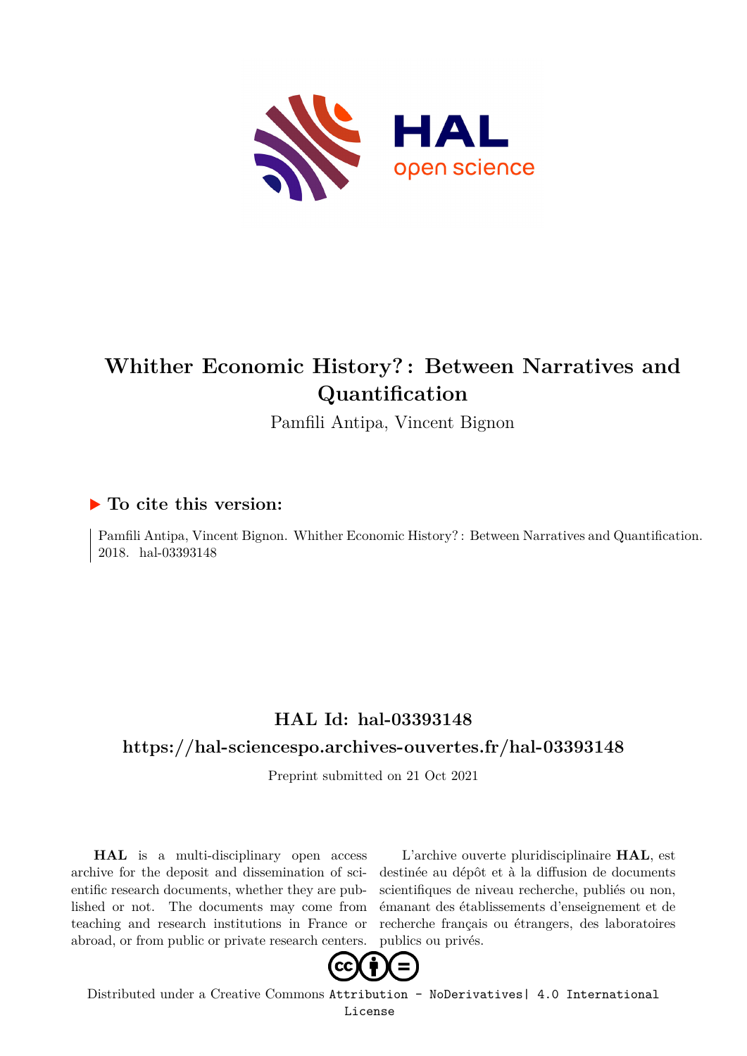# Whither Economic History? : Between Narratives and Quantification

Pamfili Antipa, Vincent Bignon

## ▶ To cite this version:

Pamfili Antipa, Vincent Bignon. Whither Economic History? : Between Narratives and Quantification. 2018. hal-03393148

## HAL Id: hal-03393148

## https://hal-sciencespo.archives-ouvertes.fr/hal-03393148

Preprint submitted on 21 Oct 2021

**HAL** is a multi-disciplinary open access archive for the deposit and dissemination of scientific research documents, whether they are published or not. The documents may come from teaching and research institutions in France or abroad, or from public or private research centers.

L'archive ouverte pluridisciplinaire **HAL**, est destinée au dépôt et à la diffusion de documents scientifiques de niveau recherche, publiés ou non, émanant des établissements d'enseignement et de recherche français ou étrangers, des laboratoires publics ou privés.

Distributed under a Creative Commons Attribution - NoDerivatives| 4.0 International License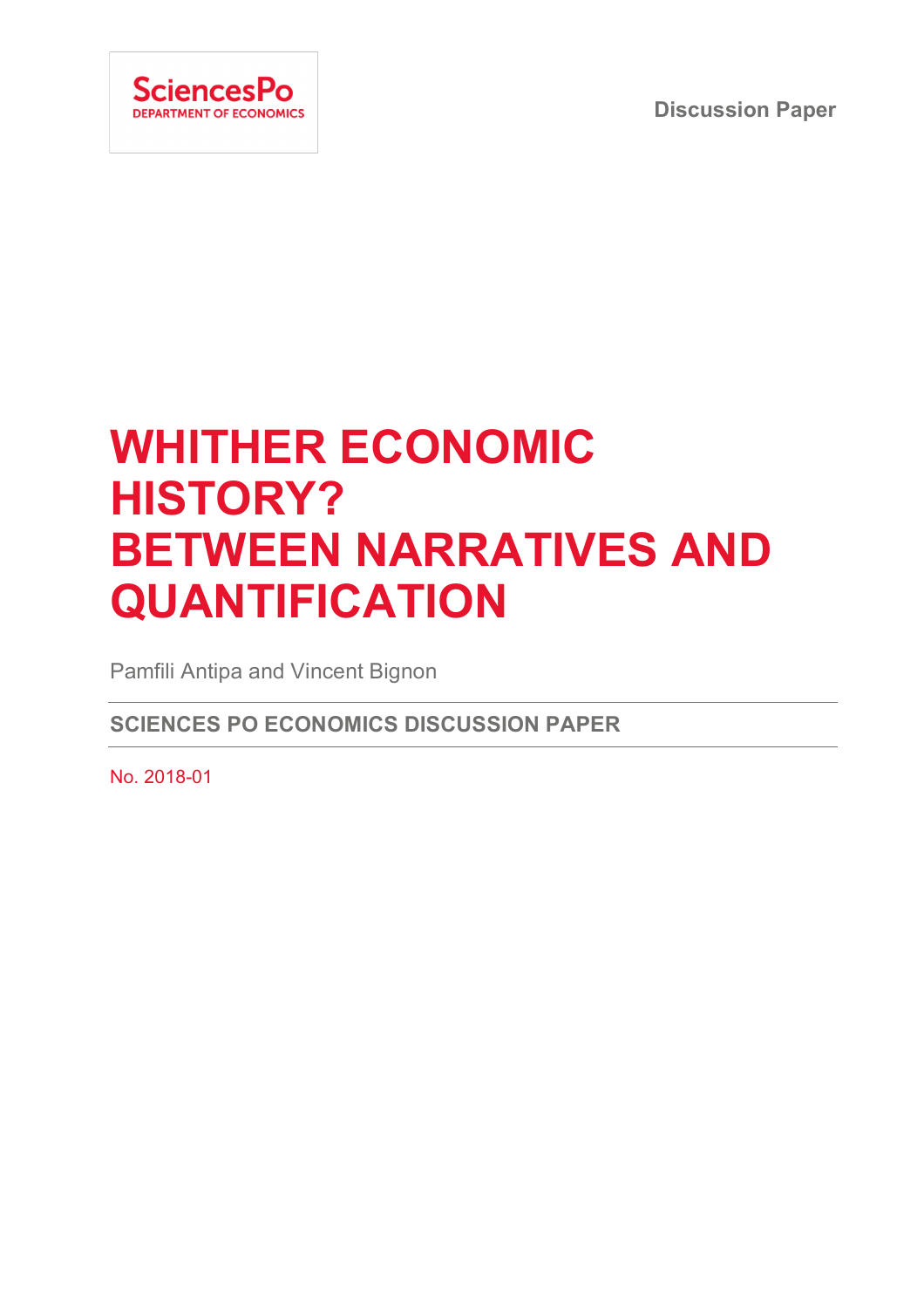Discussion Paper

# WHITHER ECONOMIC HISTORY? BETWEEN NARRATIVES AND QUANTIFICATION

Pamfili Antipa and Vincent Bignon

**SCIENCES PO ECONOMICS DISCUSSION PAPER**

No. 2018-01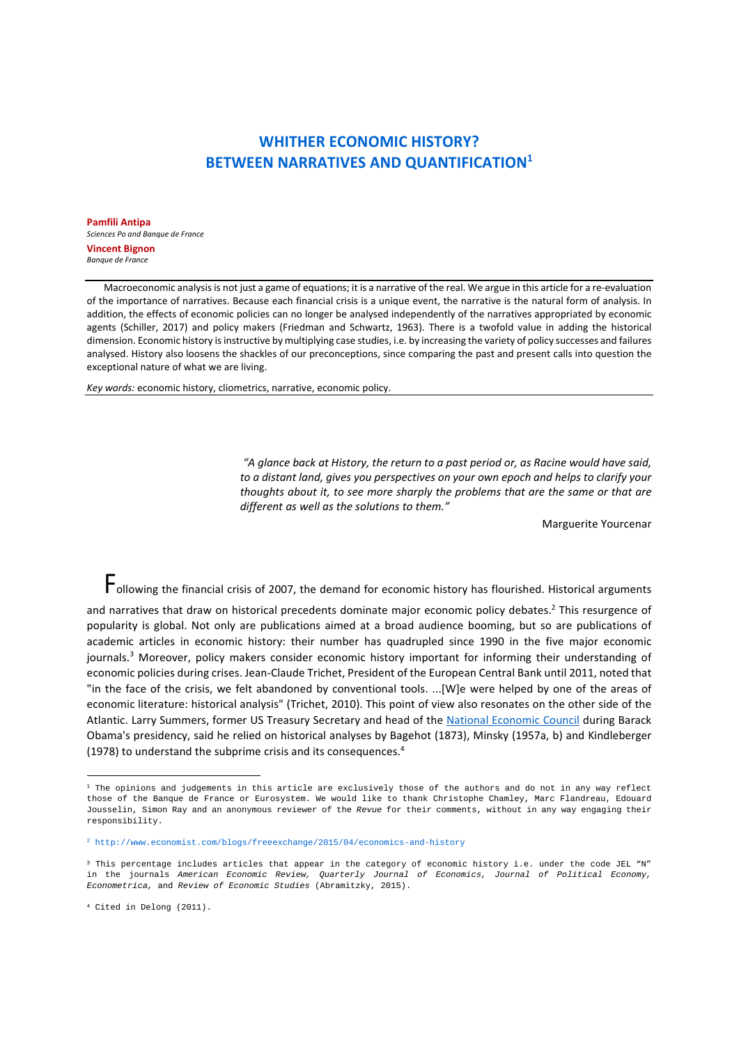# WHITHER ECONOMIC HISTORY? BETWEEN NARRATIVES AND QUANTIFICATION[1]

**Pamfili Antipa**
*Sciences Po and Banque de France*

**Vincent Bignon**
*Banque de France*

Macroeconomic analysis is not just a game of equations; it is a narrative of the real. We argue in this article for a re-evaluation of the importance of narratives. Because each financial crisis is a unique event, the narrative is the natural form of analysis. In addition, the effects of economic policies can no longer be analysed independently of the narratives appropriated by economic agents (Schiller, 2017) and policy makers (Friedman and Schwartz, 1963). There is a twofold value in adding the historical dimension. Economic history is instructive by multiplying case studies, i.e. by increasing the variety of policy successes and failures analysed. History also loosens the shackles of our preconceptions, since comparing the past and present calls into question the exceptional nature of what we are living.

*Key words:* economic history, cliometrics, narrative, economic policy.

> *"A glance back at History, the return to a past period or, as Racine would have said, to a distant land, gives you perspectives on your own epoch and helps to clarify your thoughts about it, to see more sharply the problems that are the same or that are different as well as the solutions to them."*
>
> Marguerite Yourcenar

Following the financial crisis of 2007, the demand for economic history has flourished. Historical arguments and narratives that draw on historical precedents dominate major economic policy debates.[2] This resurgence of popularity is global. Not only are publications aimed at a broad audience booming, but so are publications of academic articles in economic history: their number has quadrupled since 1990 in the five major economic journals.[3] Moreover, policy makers consider economic history important for informing their understanding of economic policies during crises. Jean-Claude Trichet, President of the European Central Bank until 2011, noted that "in the face of the crisis, we felt abandoned by conventional tools. ...[W]e were helped by one of the areas of economic literature: historical analysis" (Trichet, 2010). This point of view also resonates on the other side of the Atlantic. Larry Summers, former US Treasury Secretary and head of the National Economic Council during Barack Obama's presidency, said he relied on historical analyses by Bagehot (1873), Minsky (1957a, b) and Kindleberger (1978) to understand the subprime crisis and its consequences.[4]

---

[1] The opinions and judgements in this article are exclusively those of the authors and do not in any way reflect those of the Banque de France or Eurosystem. We would like to thank Christophe Chamley, Marc Flandreau, Edouard Jousselin, Simon Ray and an anonymous reviewer of the *Revue* for their comments, without in any way engaging their responsibility.

[2] http://www.economist.com/blogs/freeexchange/2015/04/economics-and-history

[3] This percentage includes articles that appear in the category of economic history i.e. under the code JEL "N" in the journals *American Economic Review, Quarterly Journal of Economics, Journal of Political Economy, Econometrica,* and *Review of Economic Studies* (Abramitzky, 2015).

[4] Cited in Delong (2011).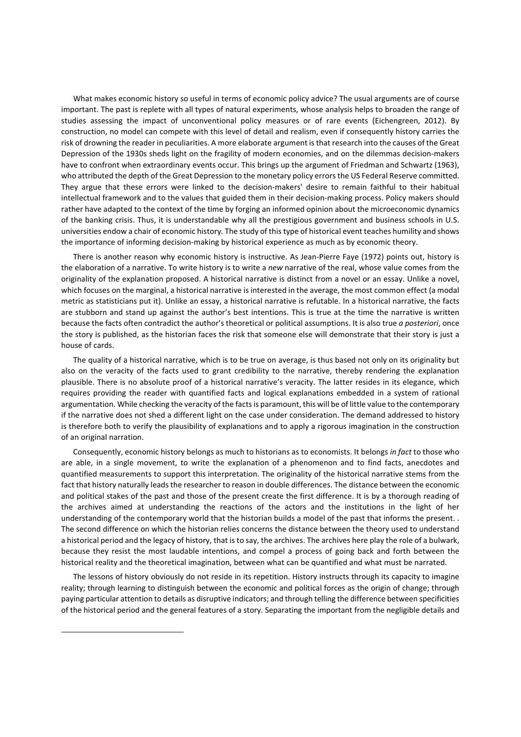What makes economic history so useful in terms of economic policy advice? The usual arguments are of course important. The past is replete with all types of natural experiments, whose analysis helps to broaden the range of studies assessing the impact of unconventional policy measures or of rare events (Eichengreen, 2012). By construction, no model can compete with this level of detail and realism, even if consequently history carries the risk of drowning the reader in peculiarities. A more elaborate argument is that research into the causes of the Great Depression of the 1930s sheds light on the fragility of modern economies, and on the dilemmas decision-makers have to confront when extraordinary events occur. This brings up the argument of Friedman and Schwartz (1963), who attributed the depth of the Great Depression to the monetary policy errors the US Federal Reserve committed. They argue that these errors were linked to the decision-makers' desire to remain faithful to their habitual intellectual framework and to the values that guided them in their decision-making process. Policy makers should rather have adapted to the context of the time by forging an informed opinion about the microeconomic dynamics of the banking crisis. Thus, it is understandable why all the prestigious government and business schools in U.S. universities endow a chair of economic history. The study of this type of historical event teaches humility and shows the importance of informing decision-making by historical experience as much as by economic theory.

There is another reason why economic history is instructive. As Jean-Pierre Faye (1972) points out, history is the elaboration of a narrative. To write history is to write a *new* narrative of the real, whose value comes from the originality of the explanation proposed. A historical narrative is distinct from a novel or an essay. Unlike a novel, which focuses on the marginal, a historical narrative is interested in the average, the most common effect (a modal metric as statisticians put it). Unlike an essay, a historical narrative is refutable. In a historical narrative, the facts are stubborn and stand up against the author's best intentions. This is true at the time the narrative is written because the facts often contradict the author's theoretical or political assumptions. It is also true *a posteriori*, once the story is published, as the historian faces the risk that someone else will demonstrate that their story is just a house of cards.

The quality of a historical narrative, which is to be true on average, is thus based not only on its originality but also on the veracity of the facts used to grant credibility to the narrative, thereby rendering the explanation plausible. There is no absolute proof of a historical narrative's veracity. The latter resides in its elegance, which requires providing the reader with quantified facts and logical explanations embedded in a system of rational argumentation. While checking the veracity of the facts is paramount, this will be of little value to the contemporary if the narrative does not shed a different light on the case under consideration. The demand addressed to history is therefore both to verify the plausibility of explanations and to apply a rigorous imagination in the construction of an original narration.

Consequently, economic history belongs as much to historians as to economists. It belongs *in fact* to those who are able, in a single movement, to write the explanation of a phenomenon and to find facts, anecdotes and quantified measurements to support this interpretation. The originality of the historical narrative stems from the fact that history naturally leads the researcher to reason in double differences. The distance between the economic and political stakes of the past and those of the present create the first difference. It is by a thorough reading of the archives aimed at understanding the reactions of the actors and the institutions in the light of her understanding of the contemporary world that the historian builds a model of the past that informs the present. . The second difference on which the historian relies concerns the distance between the theory used to understand a historical period and the legacy of history, that is to say, the archives. The archives here play the role of a bulwark, because they resist the most laudable intentions, and compel a process of going back and forth between the historical reality and the theoretical imagination, between what can be quantified and what must be narrated.

The lessons of history obviously do not reside in its repetition. History instructs through its capacity to imagine reality; through learning to distinguish between the economic and political forces as the origin of change; through paying particular attention to details as disruptive indicators; and through telling the difference between specificities of the historical period and the general features of a story. Separating the important from the negligible details and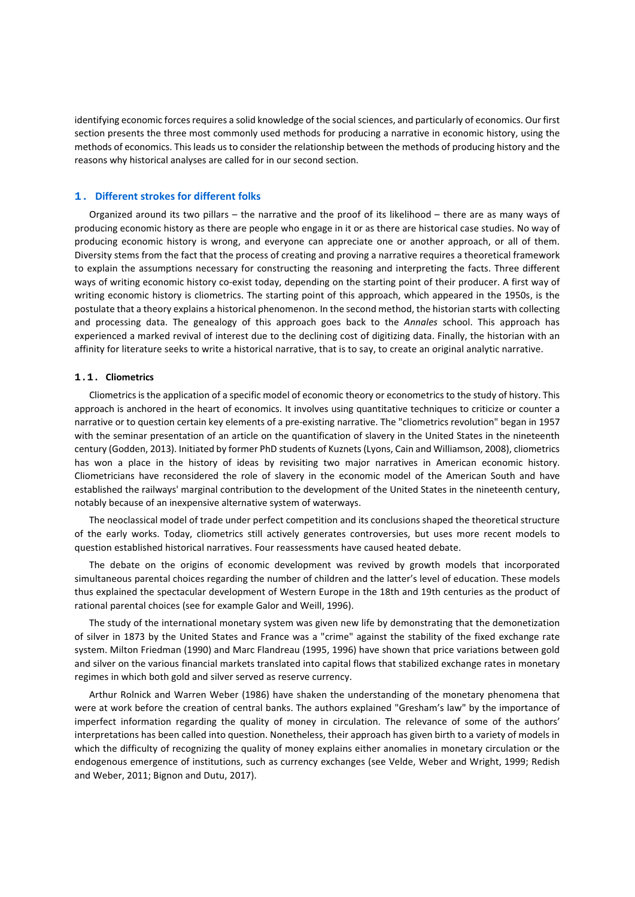identifying economic forces requires a solid knowledge of the social sciences, and particularly of economics. Our first section presents the three most commonly used methods for producing a narrative in economic history, using the methods of economics. This leads us to consider the relationship between the methods of producing history and the reasons why historical analyses are called for in our second section.

## 1. Different strokes for different folks

Organized around its two pillars – the narrative and the proof of its likelihood – there are as many ways of producing economic history as there are people who engage in it or as there are historical case studies. No way of producing economic history is wrong, and everyone can appreciate one or another approach, or all of them. Diversity stems from the fact that the process of creating and proving a narrative requires a theoretical framework to explain the assumptions necessary for constructing the reasoning and interpreting the facts. Three different ways of writing economic history co-exist today, depending on the starting point of their producer. A first way of writing economic history is cliometrics. The starting point of this approach, which appeared in the 1950s, is the postulate that a theory explains a historical phenomenon. In the second method, the historian starts with collecting and processing data. The genealogy of this approach goes back to the *Annales* school. This approach has experienced a marked revival of interest due to the declining cost of digitizing data. Finally, the historian with an affinity for literature seeks to write a historical narrative, that is to say, to create an original analytic narrative.

### 1.1. Cliometrics

Cliometrics is the application of a specific model of economic theory or econometrics to the study of history. This approach is anchored in the heart of economics. It involves using quantitative techniques to criticize or counter a narrative or to question certain key elements of a pre-existing narrative. The "cliometrics revolution" began in 1957 with the seminar presentation of an article on the quantification of slavery in the United States in the nineteenth century (Godden, 2013). Initiated by former PhD students of Kuznets (Lyons, Cain and Williamson, 2008), cliometrics has won a place in the history of ideas by revisiting two major narratives in American economic history. Cliometricians have reconsidered the role of slavery in the economic model of the American South and have established the railways' marginal contribution to the development of the United States in the nineteenth century, notably because of an inexpensive alternative system of waterways.

The neoclassical model of trade under perfect competition and its conclusions shaped the theoretical structure of the early works. Today, cliometrics still actively generates controversies, but uses more recent models to question established historical narratives. Four reassessments have caused heated debate.

The debate on the origins of economic development was revived by growth models that incorporated simultaneous parental choices regarding the number of children and the latter's level of education. These models thus explained the spectacular development of Western Europe in the 18th and 19th centuries as the product of rational parental choices (see for example Galor and Weill, 1996).

The study of the international monetary system was given new life by demonstrating that the demonetization of silver in 1873 by the United States and France was a "crime" against the stability of the fixed exchange rate system. Milton Friedman (1990) and Marc Flandreau (1995, 1996) have shown that price variations between gold and silver on the various financial markets translated into capital flows that stabilized exchange rates in monetary regimes in which both gold and silver served as reserve currency.

Arthur Rolnick and Warren Weber (1986) have shaken the understanding of the monetary phenomena that were at work before the creation of central banks. The authors explained "Gresham's law" by the importance of imperfect information regarding the quality of money in circulation. The relevance of some of the authors' interpretations has been called into question. Nonetheless, their approach has given birth to a variety of models in which the difficulty of recognizing the quality of money explains either anomalies in monetary circulation or the endogenous emergence of institutions, such as currency exchanges (see Velde, Weber and Wright, 1999; Redish and Weber, 2011; Bignon and Dutu, 2017).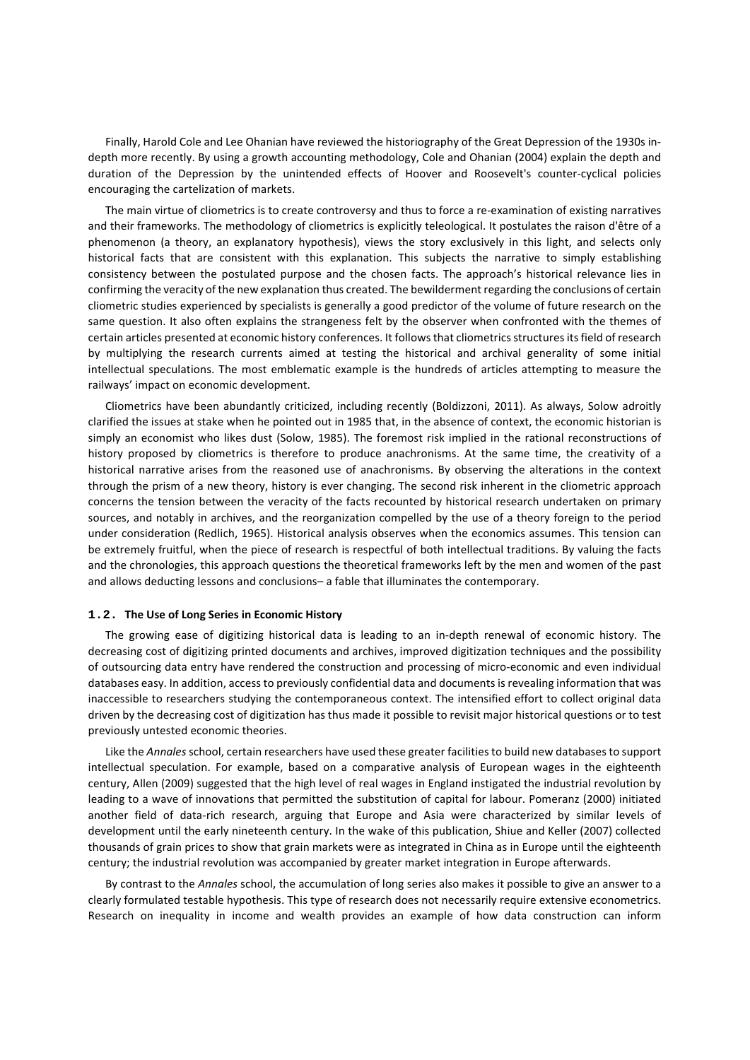Finally, Harold Cole and Lee Ohanian have reviewed the historiography of the Great Depression of the 1930s in-depth more recently. By using a growth accounting methodology, Cole and Ohanian (2004) explain the depth and duration of the Depression by the unintended effects of Hoover and Roosevelt's counter-cyclical policies encouraging the cartelization of markets.

The main virtue of cliometrics is to create controversy and thus to force a re-examination of existing narratives and their frameworks. The methodology of cliometrics is explicitly teleological. It postulates the raison d'être of a phenomenon (a theory, an explanatory hypothesis), views the story exclusively in this light, and selects only historical facts that are consistent with this explanation. This subjects the narrative to simply establishing consistency between the postulated purpose and the chosen facts. The approach's historical relevance lies in confirming the veracity of the new explanation thus created. The bewilderment regarding the conclusions of certain cliometric studies experienced by specialists is generally a good predictor of the volume of future research on the same question. It also often explains the strangeness felt by the observer when confronted with the themes of certain articles presented at economic history conferences. It follows that cliometrics structures its field of research by multiplying the research currents aimed at testing the historical and archival generality of some initial intellectual speculations. The most emblematic example is the hundreds of articles attempting to measure the railways' impact on economic development.

Cliometrics have been abundantly criticized, including recently (Boldizzoni, 2011). As always, Solow adroitly clarified the issues at stake when he pointed out in 1985 that, in the absence of context, the economic historian is simply an economist who likes dust (Solow, 1985). The foremost risk implied in the rational reconstructions of history proposed by cliometrics is therefore to produce anachronisms. At the same time, the creativity of a historical narrative arises from the reasoned use of anachronisms. By observing the alterations in the context through the prism of a new theory, history is ever changing. The second risk inherent in the cliometric approach concerns the tension between the veracity of the facts recounted by historical research undertaken on primary sources, and notably in archives, and the reorganization compelled by the use of a theory foreign to the period under consideration (Redlich, 1965). Historical analysis observes when the economics assumes. This tension can be extremely fruitful, when the piece of research is respectful of both intellectual traditions. By valuing the facts and the chronologies, this approach questions the theoretical frameworks left by the men and women of the past and allows deducting lessons and conclusions– a fable that illuminates the contemporary.

### 1.2. The Use of Long Series in Economic History

The growing ease of digitizing historical data is leading to an in-depth renewal of economic history. The decreasing cost of digitizing printed documents and archives, improved digitization techniques and the possibility of outsourcing data entry have rendered the construction and processing of micro-economic and even individual databases easy. In addition, access to previously confidential data and documents is revealing information that was inaccessible to researchers studying the contemporaneous context. The intensified effort to collect original data driven by the decreasing cost of digitization has thus made it possible to revisit major historical questions or to test previously untested economic theories.

Like the *Annales* school, certain researchers have used these greater facilities to build new databases to support intellectual speculation. For example, based on a comparative analysis of European wages in the eighteenth century, Allen (2009) suggested that the high level of real wages in England instigated the industrial revolution by leading to a wave of innovations that permitted the substitution of capital for labour. Pomeranz (2000) initiated another field of data-rich research, arguing that Europe and Asia were characterized by similar levels of development until the early nineteenth century. In the wake of this publication, Shiue and Keller (2007) collected thousands of grain prices to show that grain markets were as integrated in China as in Europe until the eighteenth century; the industrial revolution was accompanied by greater market integration in Europe afterwards.

By contrast to the *Annales* school, the accumulation of long series also makes it possible to give an answer to a clearly formulated testable hypothesis. This type of research does not necessarily require extensive econometrics. Research on inequality in income and wealth provides an example of how data construction can inform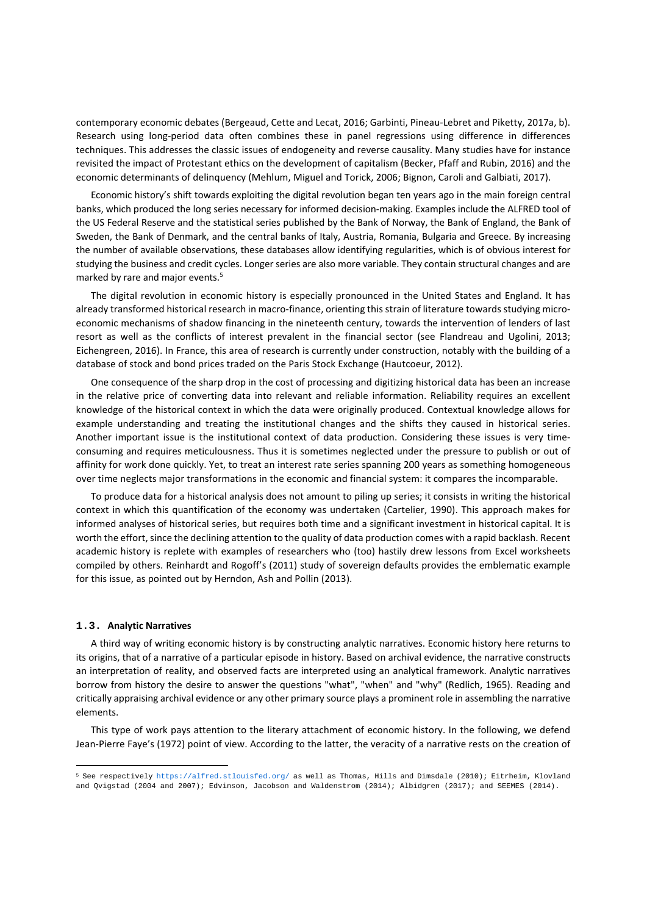contemporary economic debates (Bergeaud, Cette and Lecat, 2016; Garbinti, Pineau-Lebret and Piketty, 2017a, b). Research using long-period data often combines these in panel regressions using difference in differences techniques. This addresses the classic issues of endogeneity and reverse causality. Many studies have for instance revisited the impact of Protestant ethics on the development of capitalism (Becker, Pfaff and Rubin, 2016) and the economic determinants of delinquency (Mehlum, Miguel and Torick, 2006; Bignon, Caroli and Galbiati, 2017).

Economic history's shift towards exploiting the digital revolution began ten years ago in the main foreign central banks, which produced the long series necessary for informed decision-making. Examples include the ALFRED tool of the US Federal Reserve and the statistical series published by the Bank of Norway, the Bank of England, the Bank of Sweden, the Bank of Denmark, and the central banks of Italy, Austria, Romania, Bulgaria and Greece. By increasing the number of available observations, these databases allow identifying regularities, which is of obvious interest for studying the business and credit cycles. Longer series are also more variable. They contain structural changes and are marked by rare and major events.[5]

The digital revolution in economic history is especially pronounced in the United States and England. It has already transformed historical research in macro-finance, orienting this strain of literature towards studying micro-economic mechanisms of shadow financing in the nineteenth century, towards the intervention of lenders of last resort as well as the conflicts of interest prevalent in the financial sector (see Flandreau and Ugolini, 2013; Eichengreen, 2016). In France, this area of research is currently under construction, notably with the building of a database of stock and bond prices traded on the Paris Stock Exchange (Hautcoeur, 2012).

One consequence of the sharp drop in the cost of processing and digitizing historical data has been an increase in the relative price of converting data into relevant and reliable information. Reliability requires an excellent knowledge of the historical context in which the data were originally produced. Contextual knowledge allows for example understanding and treating the institutional changes and the shifts they caused in historical series. Another important issue is the institutional context of data production. Considering these issues is very time-consuming and requires meticulousness. Thus it is sometimes neglected under the pressure to publish or out of affinity for work done quickly. Yet, to treat an interest rate series spanning 200 years as something homogeneous over time neglects major transformations in the economic and financial system: it compares the incomparable.

To produce data for a historical analysis does not amount to piling up series; it consists in writing the historical context in which this quantification of the economy was undertaken (Cartelier, 1990). This approach makes for informed analyses of historical series, but requires both time and a significant investment in historical capital. It is worth the effort, since the declining attention to the quality of data production comes with a rapid backlash. Recent academic history is replete with examples of researchers who (too) hastily drew lessons from Excel worksheets compiled by others. Reinhardt and Rogoff's (2011) study of sovereign defaults provides the emblematic example for this issue, as pointed out by Herndon, Ash and Pollin (2013).

### 1.3. Analytic Narratives

A third way of writing economic history is by constructing analytic narratives. Economic history here returns to its origins, that of a narrative of a particular episode in history. Based on archival evidence, the narrative constructs an interpretation of reality, and observed facts are interpreted using an analytical framework. Analytic narratives borrow from history the desire to answer the questions "what", "when" and "why" (Redlich, 1965). Reading and critically appraising archival evidence or any other primary source plays a prominent role in assembling the narrative elements.

This type of work pays attention to the literary attachment of economic history. In the following, we defend Jean-Pierre Faye's (1972) point of view. According to the latter, the veracity of a narrative rests on the creation of

---

[5] See respectively https://alfred.stlouisfed.org/ as well as Thomas, Hills and Dimsdale (2010); Eitrheim, Klovland and Qvigstad (2004 and 2007); Edvinson, Jacobson and Waldenstrom (2014); Albidgren (2017); and SEEMES (2014).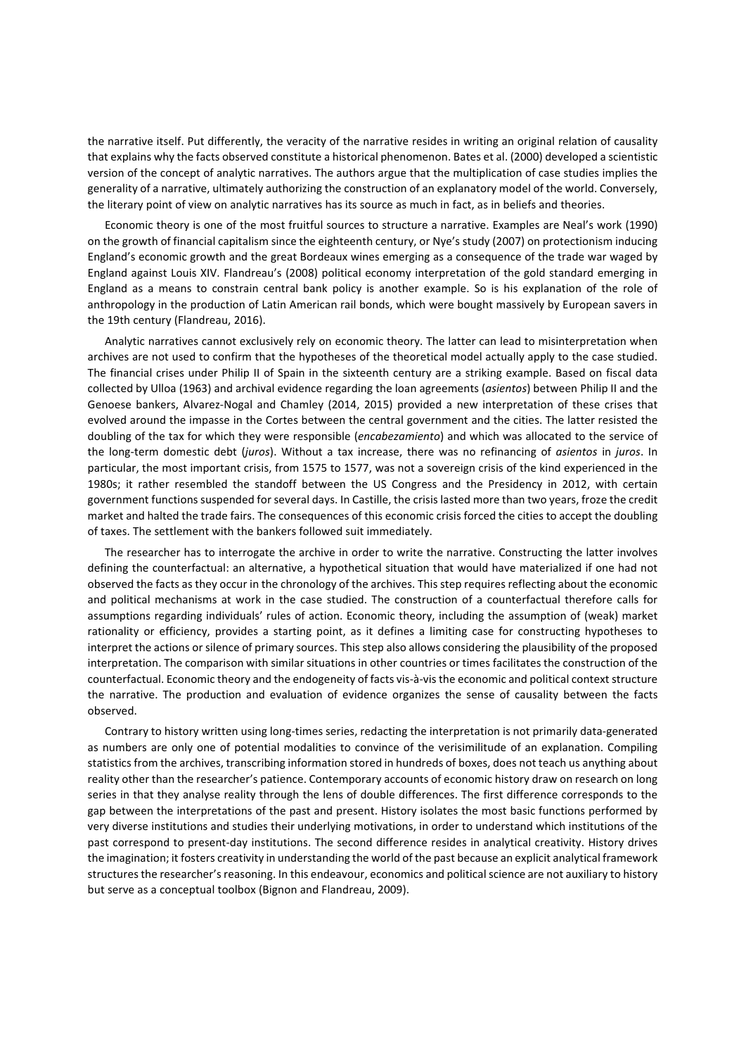the narrative itself. Put differently, the veracity of the narrative resides in writing an original relation of causality that explains why the facts observed constitute a historical phenomenon. Bates et al. (2000) developed a scientistic version of the concept of analytic narratives. The authors argue that the multiplication of case studies implies the generality of a narrative, ultimately authorizing the construction of an explanatory model of the world. Conversely, the literary point of view on analytic narratives has its source as much in fact, as in beliefs and theories.

Economic theory is one of the most fruitful sources to structure a narrative. Examples are Neal's work (1990) on the growth of financial capitalism since the eighteenth century, or Nye's study (2007) on protectionism inducing England's economic growth and the great Bordeaux wines emerging as a consequence of the trade war waged by England against Louis XIV. Flandreau's (2008) political economy interpretation of the gold standard emerging in England as a means to constrain central bank policy is another example. So is his explanation of the role of anthropology in the production of Latin American rail bonds, which were bought massively by European savers in the 19th century (Flandreau, 2016).

Analytic narratives cannot exclusively rely on economic theory. The latter can lead to misinterpretation when archives are not used to confirm that the hypotheses of the theoretical model actually apply to the case studied. The financial crises under Philip II of Spain in the sixteenth century are a striking example. Based on fiscal data collected by Ulloa (1963) and archival evidence regarding the loan agreements (*asientos*) between Philip II and the Genoese bankers, Alvarez-Nogal and Chamley (2014, 2015) provided a new interpretation of these crises that evolved around the impasse in the Cortes between the central government and the cities. The latter resisted the doubling of the tax for which they were responsible (*encabezamiento*) and which was allocated to the service of the long-term domestic debt (*juros*). Without a tax increase, there was no refinancing of *asientos* in *juros*. In particular, the most important crisis, from 1575 to 1577, was not a sovereign crisis of the kind experienced in the 1980s; it rather resembled the standoff between the US Congress and the Presidency in 2012, with certain government functions suspended for several days. In Castille, the crisis lasted more than two years, froze the credit market and halted the trade fairs. The consequences of this economic crisis forced the cities to accept the doubling of taxes. The settlement with the bankers followed suit immediately.

The researcher has to interrogate the archive in order to write the narrative. Constructing the latter involves defining the counterfactual: an alternative, a hypothetical situation that would have materialized if one had not observed the facts as they occur in the chronology of the archives. This step requires reflecting about the economic and political mechanisms at work in the case studied. The construction of a counterfactual therefore calls for assumptions regarding individuals' rules of action. Economic theory, including the assumption of (weak) market rationality or efficiency, provides a starting point, as it defines a limiting case for constructing hypotheses to interpret the actions or silence of primary sources. This step also allows considering the plausibility of the proposed interpretation. The comparison with similar situations in other countries or times facilitates the construction of the counterfactual. Economic theory and the endogeneity of facts vis-à-vis the economic and political context structure the narrative. The production and evaluation of evidence organizes the sense of causality between the facts observed.

Contrary to history written using long-times series, redacting the interpretation is not primarily data-generated as numbers are only one of potential modalities to convince of the verisimilitude of an explanation. Compiling statistics from the archives, transcribing information stored in hundreds of boxes, does not teach us anything about reality other than the researcher's patience. Contemporary accounts of economic history draw on research on long series in that they analyse reality through the lens of double differences. The first difference corresponds to the gap between the interpretations of the past and present. History isolates the most basic functions performed by very diverse institutions and studies their underlying motivations, in order to understand which institutions of the past correspond to present-day institutions. The second difference resides in analytical creativity. History drives the imagination; it fosters creativity in understanding the world of the past because an explicit analytical framework structures the researcher's reasoning. In this endeavour, economics and political science are not auxiliary to history but serve as a conceptual toolbox (Bignon and Flandreau, 2009).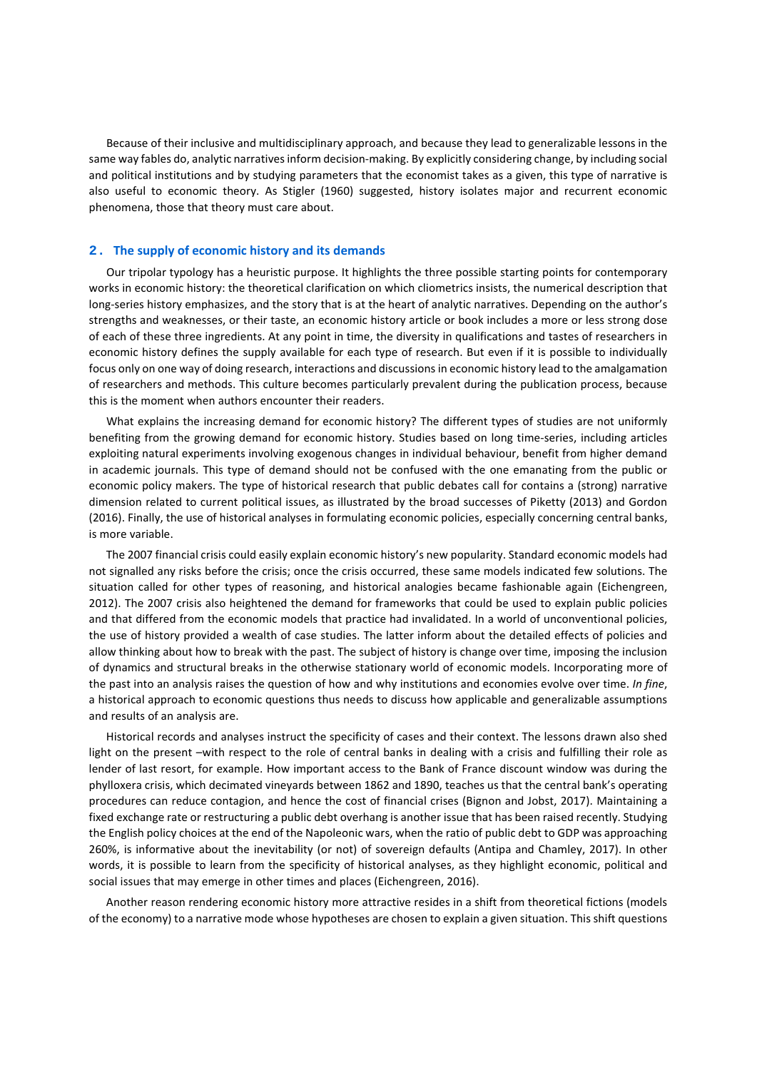Because of their inclusive and multidisciplinary approach, and because they lead to generalizable lessons in the same way fables do, analytic narratives inform decision-making. By explicitly considering change, by including social and political institutions and by studying parameters that the economist takes as a given, this type of narrative is also useful to economic theory. As Stigler (1960) suggested, history isolates major and recurrent economic phenomena, those that theory must care about.

## 2. The supply of economic history and its demands

Our tripolar typology has a heuristic purpose. It highlights the three possible starting points for contemporary works in economic history: the theoretical clarification on which cliometrics insists, the numerical description that long-series history emphasizes, and the story that is at the heart of analytic narratives. Depending on the author's strengths and weaknesses, or their taste, an economic history article or book includes a more or less strong dose of each of these three ingredients. At any point in time, the diversity in qualifications and tastes of researchers in economic history defines the supply available for each type of research. But even if it is possible to individually focus only on one way of doing research, interactions and discussions in economic history lead to the amalgamation of researchers and methods. This culture becomes particularly prevalent during the publication process, because this is the moment when authors encounter their readers.

What explains the increasing demand for economic history? The different types of studies are not uniformly benefiting from the growing demand for economic history. Studies based on long time-series, including articles exploiting natural experiments involving exogenous changes in individual behaviour, benefit from higher demand in academic journals. This type of demand should not be confused with the one emanating from the public or economic policy makers. The type of historical research that public debates call for contains a (strong) narrative dimension related to current political issues, as illustrated by the broad successes of Piketty (2013) and Gordon (2016). Finally, the use of historical analyses in formulating economic policies, especially concerning central banks, is more variable.

The 2007 financial crisis could easily explain economic history's new popularity. Standard economic models had not signalled any risks before the crisis; once the crisis occurred, these same models indicated few solutions. The situation called for other types of reasoning, and historical analogies became fashionable again (Eichengreen, 2012). The 2007 crisis also heightened the demand for frameworks that could be used to explain public policies and that differed from the economic models that practice had invalidated. In a world of unconventional policies, the use of history provided a wealth of case studies. The latter inform about the detailed effects of policies and allow thinking about how to break with the past. The subject of history is change over time, imposing the inclusion of dynamics and structural breaks in the otherwise stationary world of economic models. Incorporating more of the past into an analysis raises the question of how and why institutions and economies evolve over time. *In fine*, a historical approach to economic questions thus needs to discuss how applicable and generalizable assumptions and results of an analysis are.

Historical records and analyses instruct the specificity of cases and their context. The lessons drawn also shed light on the present –with respect to the role of central banks in dealing with a crisis and fulfilling their role as lender of last resort, for example. How important access to the Bank of France discount window was during the phylloxera crisis, which decimated vineyards between 1862 and 1890, teaches us that the central bank's operating procedures can reduce contagion, and hence the cost of financial crises (Bignon and Jobst, 2017). Maintaining a fixed exchange rate or restructuring a public debt overhang is another issue that has been raised recently. Studying the English policy choices at the end of the Napoleonic wars, when the ratio of public debt to GDP was approaching 260%, is informative about the inevitability (or not) of sovereign defaults (Antipa and Chamley, 2017). In other words, it is possible to learn from the specificity of historical analyses, as they highlight economic, political and social issues that may emerge in other times and places (Eichengreen, 2016).

Another reason rendering economic history more attractive resides in a shift from theoretical fictions (models of the economy) to a narrative mode whose hypotheses are chosen to explain a given situation. This shift questions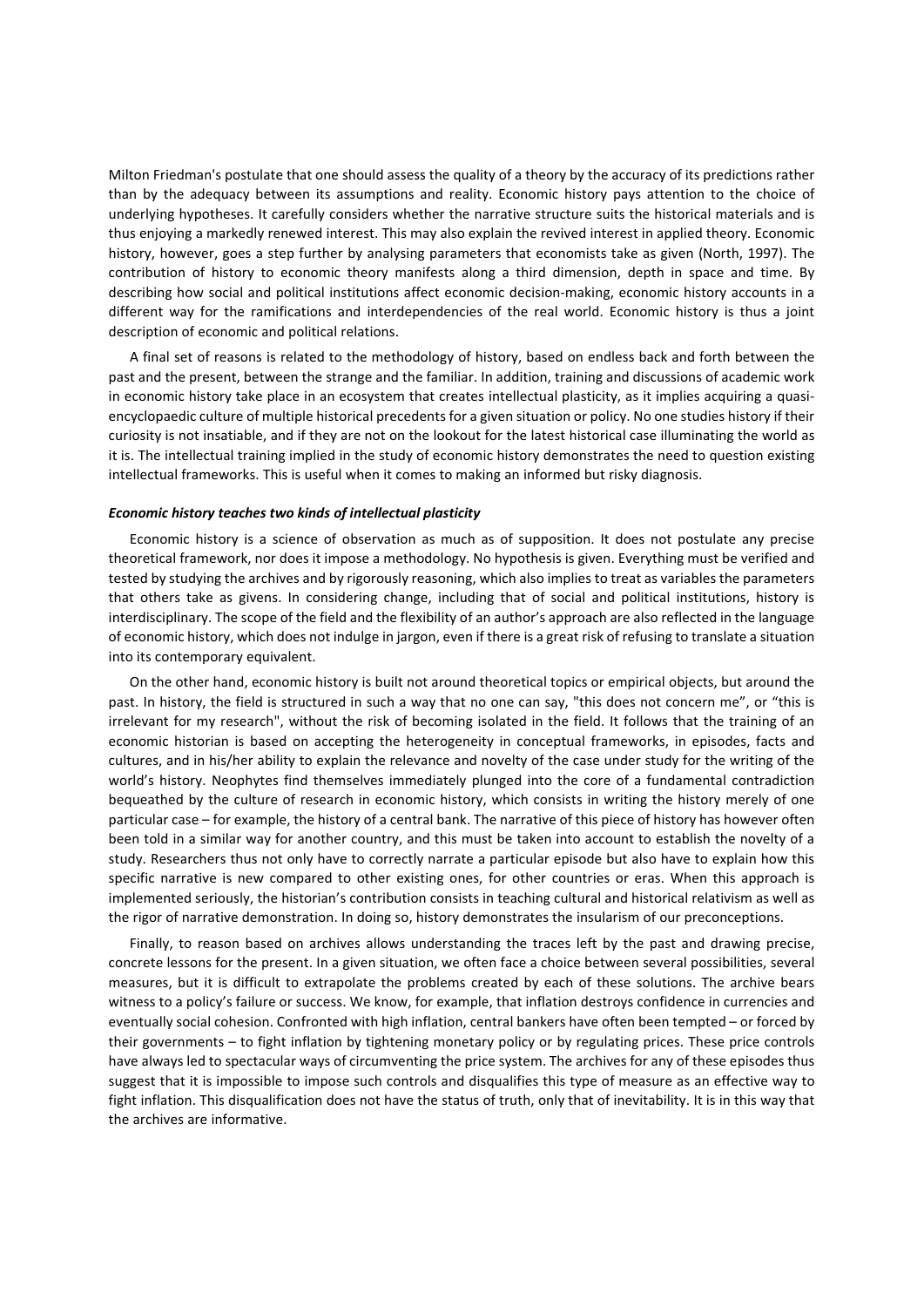Milton Friedman's postulate that one should assess the quality of a theory by the accuracy of its predictions rather than by the adequacy between its assumptions and reality. Economic history pays attention to the choice of underlying hypotheses. It carefully considers whether the narrative structure suits the historical materials and is thus enjoying a markedly renewed interest. This may also explain the revived interest in applied theory. Economic history, however, goes a step further by analysing parameters that economists take as given (North, 1997). The contribution of history to economic theory manifests along a third dimension, depth in space and time. By describing how social and political institutions affect economic decision-making, economic history accounts in a different way for the ramifications and interdependencies of the real world. Economic history is thus a joint description of economic and political relations.

A final set of reasons is related to the methodology of history, based on endless back and forth between the past and the present, between the strange and the familiar. In addition, training and discussions of academic work in economic history take place in an ecosystem that creates intellectual plasticity, as it implies acquiring a quasi-encyclopaedic culture of multiple historical precedents for a given situation or policy. No one studies history if their curiosity is not insatiable, and if they are not on the lookout for the latest historical case illuminating the world as it is. The intellectual training implied in the study of economic history demonstrates the need to question existing intellectual frameworks. This is useful when it comes to making an informed but risky diagnosis.

***Economic history teaches two kinds of intellectual plasticity***

Economic history is a science of observation as much as of supposition. It does not postulate any precise theoretical framework, nor does it impose a methodology. No hypothesis is given. Everything must be verified and tested by studying the archives and by rigorously reasoning, which also implies to treat as variables the parameters that others take as givens. In considering change, including that of social and political institutions, history is interdisciplinary. The scope of the field and the flexibility of an author's approach are also reflected in the language of economic history, which does not indulge in jargon, even if there is a great risk of refusing to translate a situation into its contemporary equivalent.

On the other hand, economic history is built not around theoretical topics or empirical objects, but around the past. In history, the field is structured in such a way that no one can say, "this does not concern me", or "this is irrelevant for my research", without the risk of becoming isolated in the field. It follows that the training of an economic historian is based on accepting the heterogeneity in conceptual frameworks, in episodes, facts and cultures, and in his/her ability to explain the relevance and novelty of the case under study for the writing of the world's history. Neophytes find themselves immediately plunged into the core of a fundamental contradiction bequeathed by the culture of research in economic history, which consists in writing the history merely of one particular case – for example, the history of a central bank. The narrative of this piece of history has however often been told in a similar way for another country, and this must be taken into account to establish the novelty of a study. Researchers thus not only have to correctly narrate a particular episode but also have to explain how this specific narrative is new compared to other existing ones, for other countries or eras. When this approach is implemented seriously, the historian's contribution consists in teaching cultural and historical relativism as well as the rigor of narrative demonstration. In doing so, history demonstrates the insularism of our preconceptions.

Finally, to reason based on archives allows understanding the traces left by the past and drawing precise, concrete lessons for the present. In a given situation, we often face a choice between several possibilities, several measures, but it is difficult to extrapolate the problems created by each of these solutions. The archive bears witness to a policy's failure or success. We know, for example, that inflation destroys confidence in currencies and eventually social cohesion. Confronted with high inflation, central bankers have often been tempted – or forced by their governments – to fight inflation by tightening monetary policy or by regulating prices. These price controls have always led to spectacular ways of circumventing the price system. The archives for any of these episodes thus suggest that it is impossible to impose such controls and disqualifies this type of measure as an effective way to fight inflation. This disqualification does not have the status of truth, only that of inevitability. It is in this way that the archives are informative.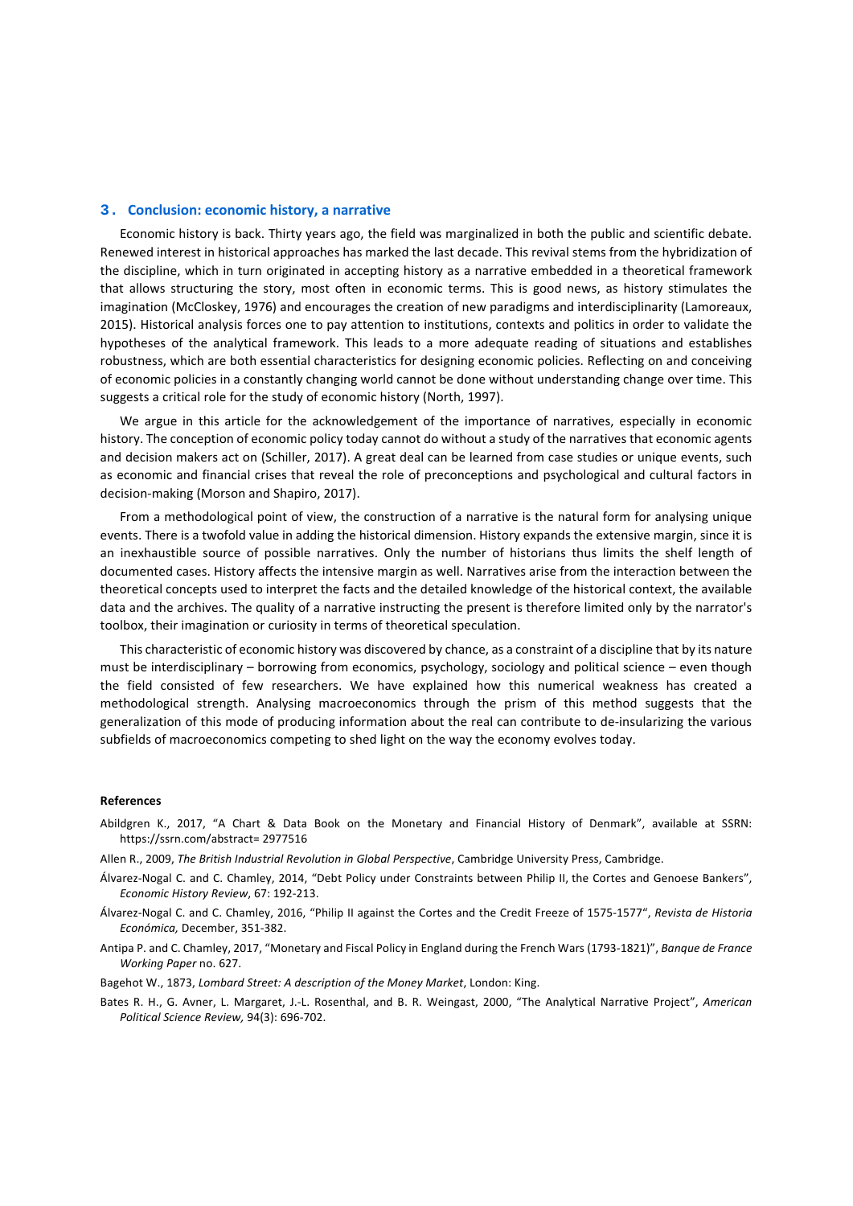## 3. Conclusion: economic history, a narrative

Economic history is back. Thirty years ago, the field was marginalized in both the public and scientific debate. Renewed interest in historical approaches has marked the last decade. This revival stems from the hybridization of the discipline, which in turn originated in accepting history as a narrative embedded in a theoretical framework that allows structuring the story, most often in economic terms. This is good news, as history stimulates the imagination (McCloskey, 1976) and encourages the creation of new paradigms and interdisciplinarity (Lamoreaux, 2015). Historical analysis forces one to pay attention to institutions, contexts and politics in order to validate the hypotheses of the analytical framework. This leads to a more adequate reading of situations and establishes robustness, which are both essential characteristics for designing economic policies. Reflecting on and conceiving of economic policies in a constantly changing world cannot be done without understanding change over time. This suggests a critical role for the study of economic history (North, 1997).

We argue in this article for the acknowledgement of the importance of narratives, especially in economic history. The conception of economic policy today cannot do without a study of the narratives that economic agents and decision makers act on (Schiller, 2017). A great deal can be learned from case studies or unique events, such as economic and financial crises that reveal the role of preconceptions and psychological and cultural factors in decision-making (Morson and Shapiro, 2017).

From a methodological point of view, the construction of a narrative is the natural form for analysing unique events. There is a twofold value in adding the historical dimension. History expands the extensive margin, since it is an inexhaustible source of possible narratives. Only the number of historians thus limits the shelf length of documented cases. History affects the intensive margin as well. Narratives arise from the interaction between the theoretical concepts used to interpret the facts and the detailed knowledge of the historical context, the available data and the archives. The quality of a narrative instructing the present is therefore limited only by the narrator's toolbox, their imagination or curiosity in terms of theoretical speculation.

This characteristic of economic history was discovered by chance, as a constraint of a discipline that by its nature must be interdisciplinary – borrowing from economics, psychology, sociology and political science – even though the field consisted of few researchers. We have explained how this numerical weakness has created a methodological strength. Analysing macroeconomics through the prism of this method suggests that the generalization of this mode of producing information about the real can contribute to de-insularizing the various subfields of macroeconomics competing to shed light on the way the economy evolves today.

### References

Abildgren K., 2017, "A Chart & Data Book on the Monetary and Financial History of Denmark", available at SSRN: https://ssrn.com/abstract= 2977516

Allen R., 2009, *The British Industrial Revolution in Global Perspective*, Cambridge University Press, Cambridge.

Álvarez-Nogal C. and C. Chamley, 2014, "Debt Policy under Constraints between Philip II, the Cortes and Genoese Bankers", *Economic History Review*, 67: 192-213.

Álvarez-Nogal C. and C. Chamley, 2016, "Philip II against the Cortes and the Credit Freeze of 1575-1577", *Revista de Historia Económica,* December, 351-382.

Antipa P. and C. Chamley, 2017, "Monetary and Fiscal Policy in England during the French Wars (1793-1821)", *Banque de France Working Paper* no. 627.

Bagehot W., 1873, *Lombard Street: A description of the Money Market*, London: King.

Bates R. H., G. Avner, L. Margaret, J.-L. Rosenthal, and B. R. Weingast, 2000, "The Analytical Narrative Project", *American Political Science Review,* 94(3): 696-702.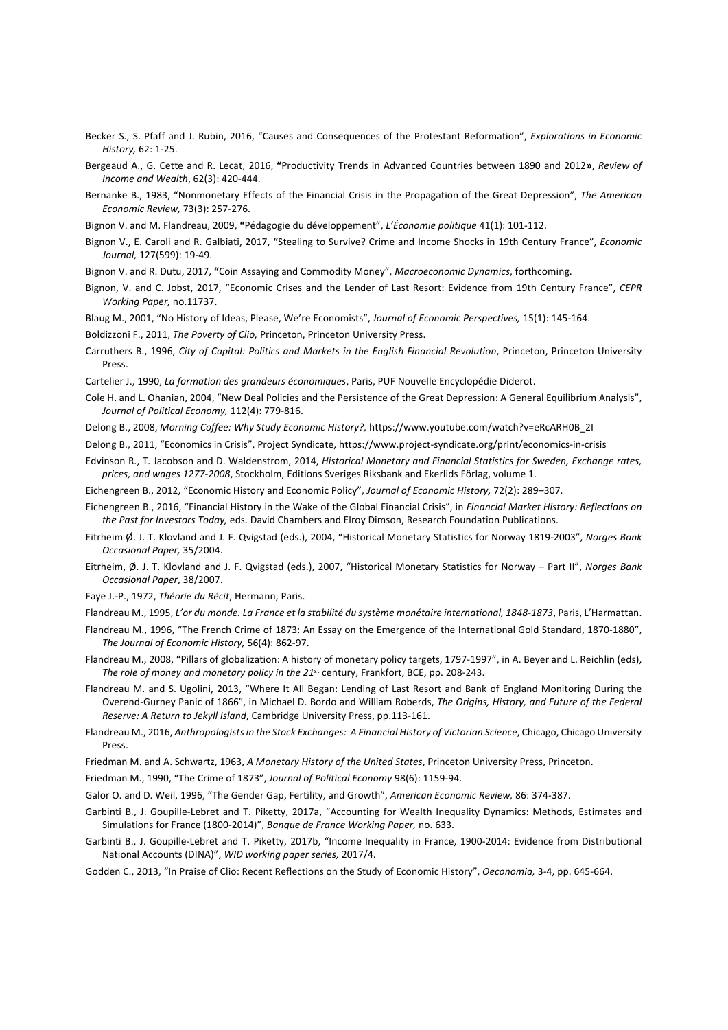Becker S., S. Pfaff and J. Rubin, 2016, "Causes and Consequences of the Protestant Reformation", *Explorations in Economic History,* 62: 1-25.

Bergeaud A., G. Cette and R. Lecat, 2016, "Productivity Trends in Advanced Countries between 1890 and 2012», *Review of Income and Wealth*, 62(3): 420-444.

Bernanke B., 1983, "Nonmonetary Effects of the Financial Crisis in the Propagation of the Great Depression", *The American Economic Review,* 73(3): 257-276.

Bignon V. and M. Flandreau, 2009, "Pédagogie du développement", *L'Économie politique* 41(1): 101-112.

Bignon V., E. Caroli and R. Galbiati, 2017, "Stealing to Survive? Crime and Income Shocks in 19th Century France", *Economic Journal,* 127(599): 19-49.

Bignon V. and R. Dutu, 2017, "Coin Assaying and Commodity Money", *Macroeconomic Dynamics*, forthcoming.

Bignon, V. and C. Jobst, 2017, "Economic Crises and the Lender of Last Resort: Evidence from 19th Century France", *CEPR Working Paper,* no.11737.

Blaug M., 2001, "No History of Ideas, Please, We're Economists", *Journal of Economic Perspectives,* 15(1): 145-164.

Boldizzoni F., 2011, *The Poverty of Clio,* Princeton, Princeton University Press.

Carruthers B., 1996, *City of Capital: Politics and Markets in the English Financial Revolution*, Princeton, Princeton University Press.

Cartelier J., 1990, *La formation des grandeurs économiques*, Paris, PUF Nouvelle Encyclopédie Diderot.

Cole H. and L. Ohanian, 2004, "New Deal Policies and the Persistence of the Great Depression: A General Equilibrium Analysis", *Journal of Political Economy,* 112(4): 779-816.

Delong B., 2008, *Morning Coffee: Why Study Economic History?,* https://www.youtube.com/watch?v=eRcARH0B_2I

Delong B., 2011, "Economics in Crisis", Project Syndicate, https://www.project-syndicate.org/print/economics-in-crisis

Edvinson R., T. Jacobson and D. Waldenstrom, 2014, *Historical Monetary and Financial Statistics for Sweden, Exchange rates, prices, and wages 1277-2008*, Stockholm, Editions Sveriges Riksbank and Ekerlids Förlag, volume 1.

Eichengreen B., 2012, "Economic History and Economic Policy", *Journal of Economic History,* 72(2): 289–307.

Eichengreen B., 2016, "Financial History in the Wake of the Global Financial Crisis", in *Financial Market History: Reflections on the Past for Investors Today,* eds. David Chambers and Elroy Dimson, Research Foundation Publications.

Eitrheim Ø. J. T. Klovland and J. F. Qvigstad (eds.), 2004, "Historical Monetary Statistics for Norway 1819-2003", *Norges Bank Occasional Paper,* 35/2004.

Eitrheim, Ø. J. T. Klovland and J. F. Qvigstad (eds.), 2007, "Historical Monetary Statistics for Norway – Part II", *Norges Bank Occasional Paper*, 38/2007.

Faye J.-P., 1972, *Théorie du Récit*, Hermann, Paris.

Flandreau M., 1995, *L'or du monde. La France et la stabilité du système monétaire international, 1848-1873*, Paris, L'Harmattan.

Flandreau M., 1996, "The French Crime of 1873: An Essay on the Emergence of the International Gold Standard, 1870-1880", *The Journal of Economic History,* 56(4): 862-97.

Flandreau M., 2008, "Pillars of globalization: A history of monetary policy targets, 1797-1997", in A. Beyer and L. Reichlin (eds), *The role of money and monetary policy in the 21*st century, Frankfort, BCE, pp. 208-243.

Flandreau M. and S. Ugolini, 2013, "Where It All Began: Lending of Last Resort and Bank of England Monitoring During the Overend-Gurney Panic of 1866", in Michael D. Bordo and William Roberds, *The Origins, History, and Future of the Federal Reserve: A Return to Jekyll Island*, Cambridge University Press, pp.113-161.

Flandreau M., 2016, *Anthropologists in the Stock Exchanges: A Financial History of Victorian Science*, Chicago, Chicago University Press.

Friedman M. and A. Schwartz, 1963, *A Monetary History of the United States*, Princeton University Press, Princeton.

Friedman M., 1990, "The Crime of 1873", *Journal of Political Economy* 98(6): 1159-94.

Galor O. and D. Weil, 1996, "The Gender Gap, Fertility, and Growth", *American Economic Review,* 86: 374-387.

Garbinti B., J. Goupille-Lebret and T. Piketty, 2017a, "Accounting for Wealth Inequality Dynamics: Methods, Estimates and Simulations for France (1800-2014)", *Banque de France Working Paper,* no. 633.

Garbinti B., J. Goupille-Lebret and T. Piketty, 2017b, "Income Inequality in France, 1900-2014: Evidence from Distributional National Accounts (DINA)", *WID working paper series,* 2017/4.

Godden C., 2013, "In Praise of Clio: Recent Reflections on the Study of Economic History", *Oeconomia,* 3-4, pp. 645-664.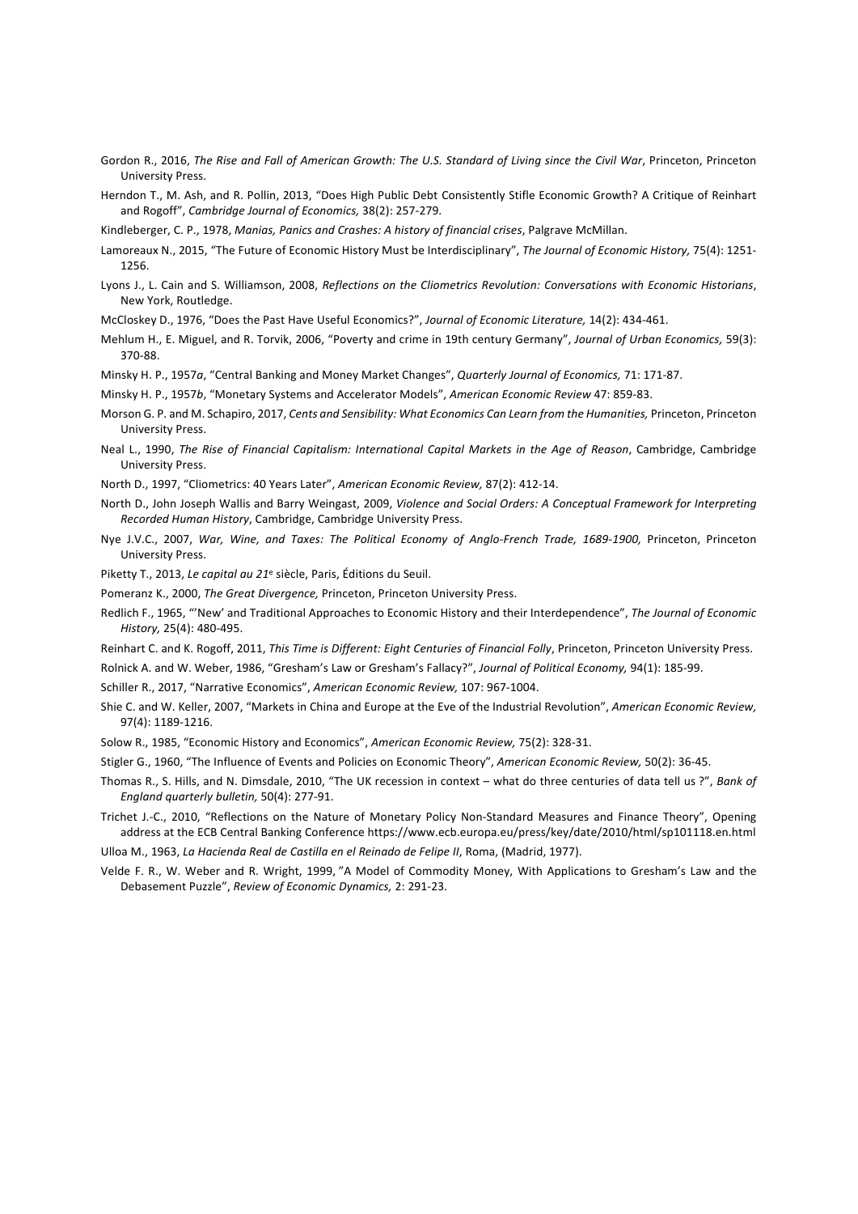Gordon R., 2016, *The Rise and Fall of American Growth: The U.S. Standard of Living since the Civil War*, Princeton, Princeton University Press.

Herndon T., M. Ash, and R. Pollin, 2013, "Does High Public Debt Consistently Stifle Economic Growth? A Critique of Reinhart and Rogoff", *Cambridge Journal of Economics,* 38(2): 257-279.

Kindleberger, C. P., 1978, *Manias, Panics and Crashes: A history of financial crises*, Palgrave McMillan.

Lamoreaux N., 2015, "The Future of Economic History Must be Interdisciplinary", *The Journal of Economic History,* 75(4): 1251-1256.

Lyons J., L. Cain and S. Williamson, 2008, *Reflections on the Cliometrics Revolution: Conversations with Economic Historians*, New York, Routledge.

McCloskey D., 1976, "Does the Past Have Useful Economics?", *Journal of Economic Literature,* 14(2): 434-461.

Mehlum H., E. Miguel, and R. Torvik, 2006, "Poverty and crime in 19th century Germany", *Journal of Urban Economics,* 59(3): 370-88.

Minsky H. P., 1957*a*, "Central Banking and Money Market Changes", *Quarterly Journal of Economics,* 71: 171-87.

Minsky H. P., 1957*b*, "Monetary Systems and Accelerator Models", *American Economic Review* 47: 859-83.

Morson G. P. and M. Schapiro, 2017, *Cents and Sensibility: What Economics Can Learn from the Humanities,* Princeton, Princeton University Press.

Neal L., 1990, *The Rise of Financial Capitalism: International Capital Markets in the Age of Reason*, Cambridge, Cambridge University Press.

North D., 1997, "Cliometrics: 40 Years Later", *American Economic Review,* 87(2): 412-14.

North D., John Joseph Wallis and Barry Weingast, 2009, *Violence and Social Orders: A Conceptual Framework for Interpreting Recorded Human History*, Cambridge, Cambridge University Press.

Nye J.V.C., 2007, *War, Wine, and Taxes: The Political Economy of Anglo-French Trade, 1689-1900,* Princeton, Princeton University Press.

Piketty T., 2013, *Le capital au 21*e siècle, Paris, Éditions du Seuil.

Pomeranz K., 2000, *The Great Divergence,* Princeton, Princeton University Press.

Redlich F., 1965, "'New' and Traditional Approaches to Economic History and their Interdependence", *The Journal of Economic History,* 25(4): 480-495.

Reinhart C. and K. Rogoff, 2011, *This Time is Different: Eight Centuries of Financial Folly*, Princeton, Princeton University Press.

Rolnick A. and W. Weber, 1986, "Gresham's Law or Gresham's Fallacy?", *Journal of Political Economy,* 94(1): 185-99.

Schiller R., 2017, "Narrative Economics", *American Economic Review,* 107: 967-1004.

Shie C. and W. Keller, 2007, "Markets in China and Europe at the Eve of the Industrial Revolution", *American Economic Review,* 97(4): 1189-1216.

Solow R., 1985, "Economic History and Economics", *American Economic Review,* 75(2): 328-31.

Stigler G., 1960, "The Influence of Events and Policies on Economic Theory", *American Economic Review,* 50(2): 36-45.

Thomas R., S. Hills, and N. Dimsdale, 2010, "The UK recession in context – what do three centuries of data tell us ?", *Bank of England quarterly bulletin,* 50(4): 277-91.

Trichet J.-C., 2010, "Reflections on the Nature of Monetary Policy Non-Standard Measures and Finance Theory", Opening address at the ECB Central Banking Conference https://www.ecb.europa.eu/press/key/date/2010/html/sp101118.en.html

Ulloa M., 1963, *La Hacienda Real de Castilla en el Reinado de Felipe II*, Roma, (Madrid, 1977).

Velde F. R., W. Weber and R. Wright, 1999, "A Model of Commodity Money, With Applications to Gresham's Law and the Debasement Puzzle", *Review of Economic Dynamics,* 2: 291-23.